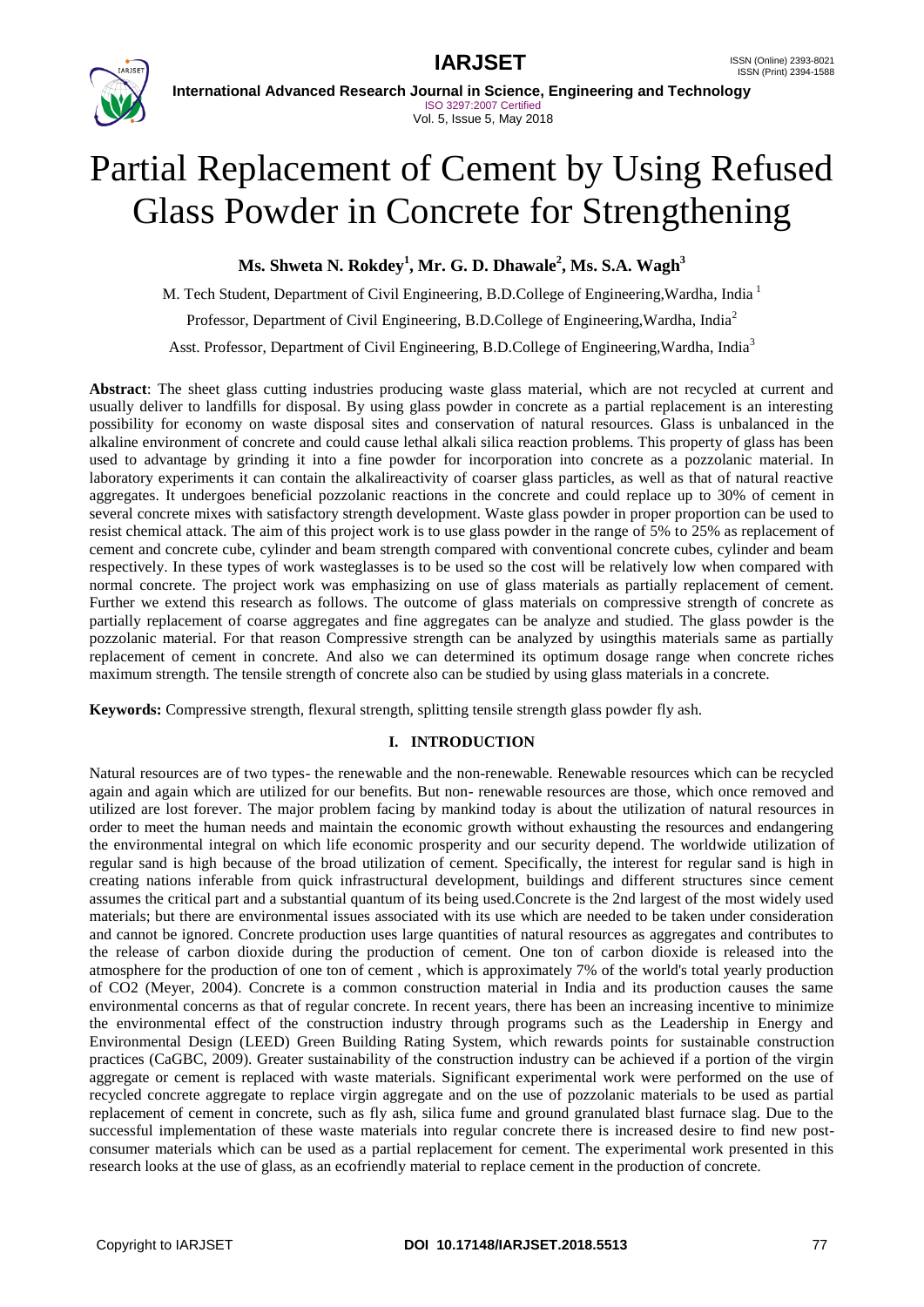# Partial Replacement of Cement by Using Refused Glass Powder in Concrete for Strengthening

**Ms. Shweta N. Rokdey[1], Mr. G. D. Dhawale[2], Ms. S.A. Wagh[3]**

M. Tech Student, Department of Civil Engineering, B.D.College of Engineering,Wardha, India [1]

Professor, Department of Civil Engineering, B.D.College of Engineering,Wardha, India[2]

Asst. Professor, Department of Civil Engineering, B.D.College of Engineering,Wardha, India[3]

**Abstract**: The sheet glass cutting industries producing waste glass material, which are not recycled at current and usually deliver to landfills for disposal. By using glass powder in concrete as a partial replacement is an interesting possibility for economy on waste disposal sites and conservation of natural resources. Glass is unbalanced in the alkaline environment of concrete and could cause lethal alkali silica reaction problems. This property of glass has been used to advantage by grinding it into a fine powder for incorporation into concrete as a pozzolanic material. In laboratory experiments it can contain the alkalireactivity of coarser glass particles, as well as that of natural reactive aggregates. It undergoes beneficial pozzolanic reactions in the concrete and could replace up to 30% of cement in several concrete mixes with satisfactory strength development. Waste glass powder in proper proportion can be used to resist chemical attack. The aim of this project work is to use glass powder in the range of 5% to 25% as replacement of cement and concrete cube, cylinder and beam strength compared with conventional concrete cubes, cylinder and beam respectively. In these types of work wasteglasses is to be used so the cost will be relatively low when compared with normal concrete. The project work was emphasizing on use of glass materials as partially replacement of cement. Further we extend this research as follows. The outcome of glass materials on compressive strength of concrete as partially replacement of coarse aggregates and fine aggregates can be analyze and studied. The glass powder is the pozzolanic material. For that reason Compressive strength can be analyzed by usingthis materials same as partially replacement of cement in concrete. And also we can determined its optimum dosage range when concrete riches maximum strength. The tensile strength of concrete also can be studied by using glass materials in a concrete.

**Keywords:** Compressive strength, flexural strength, splitting tensile strength glass powder fly ash.

## I. INTRODUCTION

Natural resources are of two types- the renewable and the non-renewable. Renewable resources which can be recycled again and again which are utilized for our benefits. But non- renewable resources are those, which once removed and utilized are lost forever. The major problem facing by mankind today is about the utilization of natural resources in order to meet the human needs and maintain the economic growth without exhausting the resources and endangering the environmental integral on which life economic prosperity and our security depend. The worldwide utilization of regular sand is high because of the broad utilization of cement. Specifically, the interest for regular sand is high in creating nations inferable from quick infrastructural development, buildings and different structures since cement assumes the critical part and a substantial quantum of its being used.Concrete is the 2nd largest of the most widely used materials; but there are environmental issues associated with its use which are needed to be taken under consideration and cannot be ignored. Concrete production uses large quantities of natural resources as aggregates and contributes to the release of carbon dioxide during the production of cement. One ton of carbon dioxide is released into the atmosphere for the production of one ton of cement , which is approximately 7% of the world's total yearly production of $CO_2$ (Meyer, 2004). Concrete is a common construction material in India and its production causes the same environmental concerns as that of regular concrete. In recent years, there has been an increasing incentive to minimize the environmental effect of the construction industry through programs such as the Leadership in Energy and Environmental Design (LEED) Green Building Rating System, which rewards points for sustainable construction practices (CaGBC, 2009). Greater sustainability of the construction industry can be achieved if a portion of the virgin aggregate or cement is replaced with waste materials. Significant experimental work were performed on the use of recycled concrete aggregate to replace virgin aggregate and on the use of pozzolanic materials to be used as partial replacement of cement in concrete, such as fly ash, silica fume and ground granulated blast furnace slag. Due to the successful implementation of these waste materials into regular concrete there is increased desire to find new post-consumer materials which can be used as a partial replacement for cement. The experimental work presented in this research looks at the use of glass, as an ecofriendly material to replace cement in the production of concrete.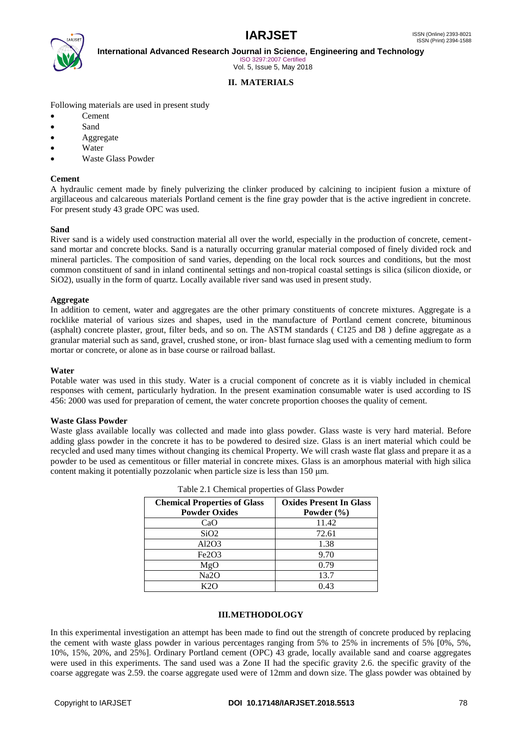## II. MATERIALS

Following materials are used in present study

- Cement
- Sand
- Aggregate
- Water
- Waste Glass Powder

**Cement**

A hydraulic cement made by finely pulverizing the clinker produced by calcining to incipient fusion a mixture of argillaceous and calcareous materials Portland cement is the fine gray powder that is the active ingredient in concrete. For present study 43 grade OPC was used.

**Sand**

River sand is a widely used construction material all over the world, especially in the production of concrete, cement-sand mortar and concrete blocks. Sand is a naturally occurring granular material composed of finely divided rock and mineral particles. The composition of sand varies, depending on the local rock sources and conditions, but the most common constituent of sand in inland continental settings and non-tropical coastal settings is silica (silicon dioxide, or $SiO_2$), usually in the form of quartz. Locally available river sand was used in present study.

**Aggregate**

In addition to cement, water and aggregates are the other primary constituents of concrete mixtures. Aggregate is a rocklike material of various sizes and shapes, used in the manufacture of Portland cement concrete, bituminous (asphalt) concrete plaster, grout, filter beds, and so on. The ASTM standards ( C125 and D8 ) define aggregate as a granular material such as sand, gravel, crushed stone, or iron- blast furnace slag used with a cementing medium to form mortar or concrete, or alone as in base course or railroad ballast.

**Water**

Potable water was used in this study. Water is a crucial component of concrete as it is viably included in chemical responses with cement, particularly hydration. In the present examination consumable water is used according to IS 456: 2000 was used for preparation of cement, the water concrete proportion chooses the quality of cement.

**Waste Glass Powder**

Waste glass available locally was collected and made into glass powder. Glass waste is very hard material. Before adding glass powder in the concrete it has to be powdered to desired size. Glass is an inert material which could be recycled and used many times without changing its chemical Property. We will crash waste flat glass and prepare it as a powder to be used as cementitous or filler material in concrete mixes. Glass is an amorphous material with high silica content making it potentially pozzolanic when particle size is less than 150 μm.

Table 2.1 Chemical properties of Glass Powder

| Chemical Properties of Glass Powder Oxides | Oxides Present In Glass Powder (%) |
|---|---|
| CaO | 11.42 |
| $SiO_2$ | 72.61 |
| $Al_2O_3$ | 1.38 |
| $Fe_2O_3$ | 9.70 |
| MgO | 0.79 |
| $Na_2O$ | 13.7 |
| $K_2O$ | 0.43 |

## III. METHODOLOGY

In this experimental investigation an attempt has been made to find out the strength of concrete produced by replacing the cement with waste glass powder in various percentages ranging from 5% to 25% in increments of 5% [0%, 5%, 10%, 15%, 20%, and 25%]. Ordinary Portland cement (OPC) 43 grade, locally available sand and coarse aggregates were used in this experiments. The sand used was a Zone II had the specific gravity 2.6. the specific gravity of the coarse aggregate was 2.59. the coarse aggregate used were of 12mm and down size. The glass powder was obtained by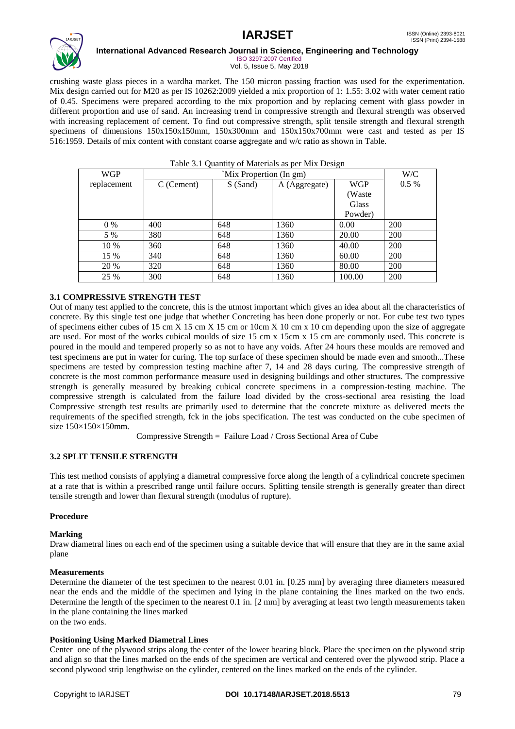crushing waste glass pieces in a wardha market. The 150 micron passing fraction was used for the experimentation. Mix design carried out for M20 as per IS 10262:2009 yielded a mix proportion of 1: 1.55: 3.02 with water cement ratio of 0.45. Specimens were prepared according to the mix proportion and by replacing cement with glass powder in different proportion and use of sand. An increasing trend in compressive strength and flexural strength was observed with increasing replacement of cement. To find out compressive strength, split tensile strength and flexural strength specimens of dimensions 150x150x150mm, 150x300mm and 150x150x700mm were cast and tested as per IS 516:1959. Details of mix content with constant coarse aggregate and w/c ratio as shown in Table.

Table 3.1 Quantity of Materials as per Mix Design

| WGP replacement | `Mix Propertion (In gm) | | | | W/C 0.5 % |
|---|---|---|---|---|---|
| | C (Cement) | S (Sand) | A (Aggregate) | WGP (Waste Glass Powder) | |
| 0 % | 400 | 648 | 1360 | 0.00 | 200 |
| 5 % | 380 | 648 | 1360 | 20.00 | 200 |
| 10 % | 360 | 648 | 1360 | 40.00 | 200 |
| 15 % | 340 | 648 | 1360 | 60.00 | 200 |
| 20 % | 320 | 648 | 1360 | 80.00 | 200 |
| 25 % | 300 | 648 | 1360 | 100.00 | 200 |

### 3.1 COMPRESSIVE STRENGTH TEST

Out of many test applied to the concrete, this is the utmost important which gives an idea about all the characteristics of concrete. By this single test one judge that whether Concreting has been done properly or not. For cube test two types of specimens either cubes of 15 cm X 15 cm X 15 cm or 10cm X 10 cm x 10 cm depending upon the size of aggregate are used. For most of the works cubical moulds of size 15 cm x 15cm x 15 cm are commonly used. This concrete is poured in the mould and tempered properly so as not to have any voids. After 24 hours these moulds are removed and test specimens are put in water for curing. The top surface of these specimen should be made even and smooth...These specimens are tested by compression testing machine after 7, 14 and 28 days curing. The compressive strength of concrete is the most common performance measure used in designing buildings and other structures. The compressive strength is generally measured by breaking cubical concrete specimens in a compression-testing machine. The compressive strength is calculated from the failure load divided by the cross-sectional area resisting the load Compressive strength test results are primarily used to determine that the concrete mixture as delivered meets the requirements of the specified strength, fck in the jobs specification. The test was conducted on the cube specimen of size 150×150×150mm.

Compressive Strength = Failure Load / Cross Sectional Area of Cube

### 3.2 SPLIT TENSILE STRENGTH

This test method consists of applying a diametral compressive force along the length of a cylindrical concrete specimen at a rate that is within a prescribed range until failure occurs. Splitting tensile strength is generally greater than direct tensile strength and lower than flexural strength (modulus of rupture).

**Procedure**

**Marking**

Draw diametral lines on each end of the specimen using a suitable device that will ensure that they are in the same axial plane

**Measurements**

Determine the diameter of the test specimen to the nearest 0.01 in. [0.25 mm] by averaging three diameters measured near the ends and the middle of the specimen and lying in the plane containing the lines marked on the two ends. Determine the length of the specimen to the nearest 0.1 in. [2 mm] by averaging at least two length measurements taken in the plane containing the lines marked on the two ends.

**Positioning Using Marked Diametral Lines**

Center one of the plywood strips along the center of the lower bearing block. Place the specimen on the plywood strip and align so that the lines marked on the ends of the specimen are vertical and centered over the plywood strip. Place a second plywood strip lengthwise on the cylinder, centered on the lines marked on the ends of the cylinder.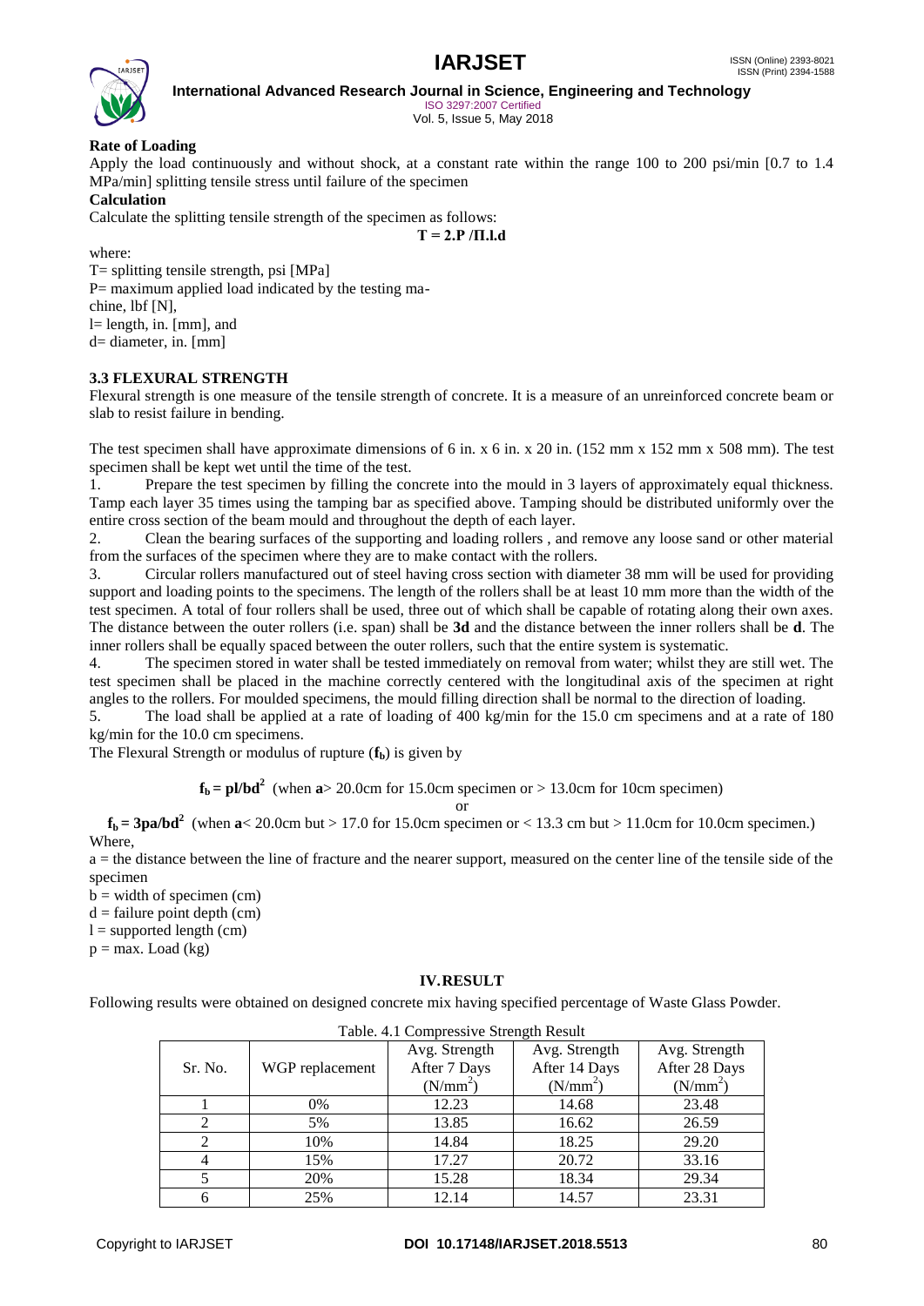**Rate of Loading**

Apply the load continuously and without shock, at a constant rate within the range 100 to 200 psi/min [0.7 to 1.4 MPa/min] splitting tensile stress until failure of the specimen

**Calculation**

Calculate the splitting tensile strength of the specimen as follows:

$$T = 2.P / \Pi.l.d$$

where:

T= splitting tensile strength, psi [MPa]
P= maximum applied load indicated by the testing machine, lbf [N],
l= length, in. [mm], and
d= diameter, in. [mm]

### 3.3 FLEXURAL STRENGTH

Flexural strength is one measure of the tensile strength of concrete. It is a measure of an unreinforced concrete beam or slab to resist failure in bending.

The test specimen shall have approximate dimensions of 6 in. x 6 in. x 20 in. (152 mm x 152 mm x 508 mm). The test specimen shall be kept wet until the time of the test.

1. Prepare the test specimen by filling the concrete into the mould in 3 layers of approximately equal thickness. Tamp each layer 35 times using the tamping bar as specified above. Tamping should be distributed uniformly over the entire cross section of the beam mould and throughout the depth of each layer.
2. Clean the bearing surfaces of the supporting and loading rollers , and remove any loose sand or other material from the surfaces of the specimen where they are to make contact with the rollers.
3. Circular rollers manufactured out of steel having cross section with diameter 38 mm will be used for providing support and loading points to the specimens. The length of the rollers shall be at least 10 mm more than the width of the test specimen. A total of four rollers shall be used, three out of which shall be capable of rotating along their own axes. The distance between the outer rollers (i.e. span) shall be **3d** and the distance between the inner rollers shall be **d**. The inner rollers shall be equally spaced between the outer rollers, such that the entire system is systematic.
4. The specimen stored in water shall be tested immediately on removal from water; whilst they are still wet. The test specimen shall be placed in the machine correctly centered with the longitudinal axis of the specimen at right angles to the rollers. For moulded specimens, the mould filling direction shall be normal to the direction of loading.
5. The load shall be applied at a rate of loading of 400 kg/min for the 15.0 cm specimens and at a rate of 180 kg/min for the 10.0 cm specimens.

The Flexural Strength or modulus of rupture ($f_b$) is given by

$f_b = pl/bd^2$ (when **a**> 20.0cm for 15.0cm specimen or > 13.0cm for 10cm specimen)

or

$f_b = 3pa/bd^2$ (when **a**< 20.0cm but > 17.0 for 15.0cm specimen or < 13.3 cm but > 11.0cm for 10.0cm specimen.)

Where,

a = the distance between the line of fracture and the nearer support, measured on the center line of the tensile side of the specimen
b = width of specimen (cm)
d = failure point depth (cm)
l = supported length (cm)
p = max. Load (kg)

## IV. RESULT

Following results were obtained on designed concrete mix having specified percentage of Waste Glass Powder.

Table. 4.1 Compressive Strength Result

| Sr. No. | WGP replacement | Avg. Strength After 7 Days ($N/mm^2$) | Avg. Strength After 14 Days ($N/mm^2$) | Avg. Strength After 28 Days ($N/mm^2$) |
|---|---|---|---|---|
| 1 | 0% | 12.23 | 14.68 | 23.48 |
| 2 | 5% | 13.85 | 16.62 | 26.59 |
| 2 | 10% | 14.84 | 18.25 | 29.20 |
| 4 | 15% | 17.27 | 20.72 | 33.16 |
| 5 | 20% | 15.28 | 18.34 | 29.34 |
| 6 | 25% | 12.14 | 14.57 | 23.31 |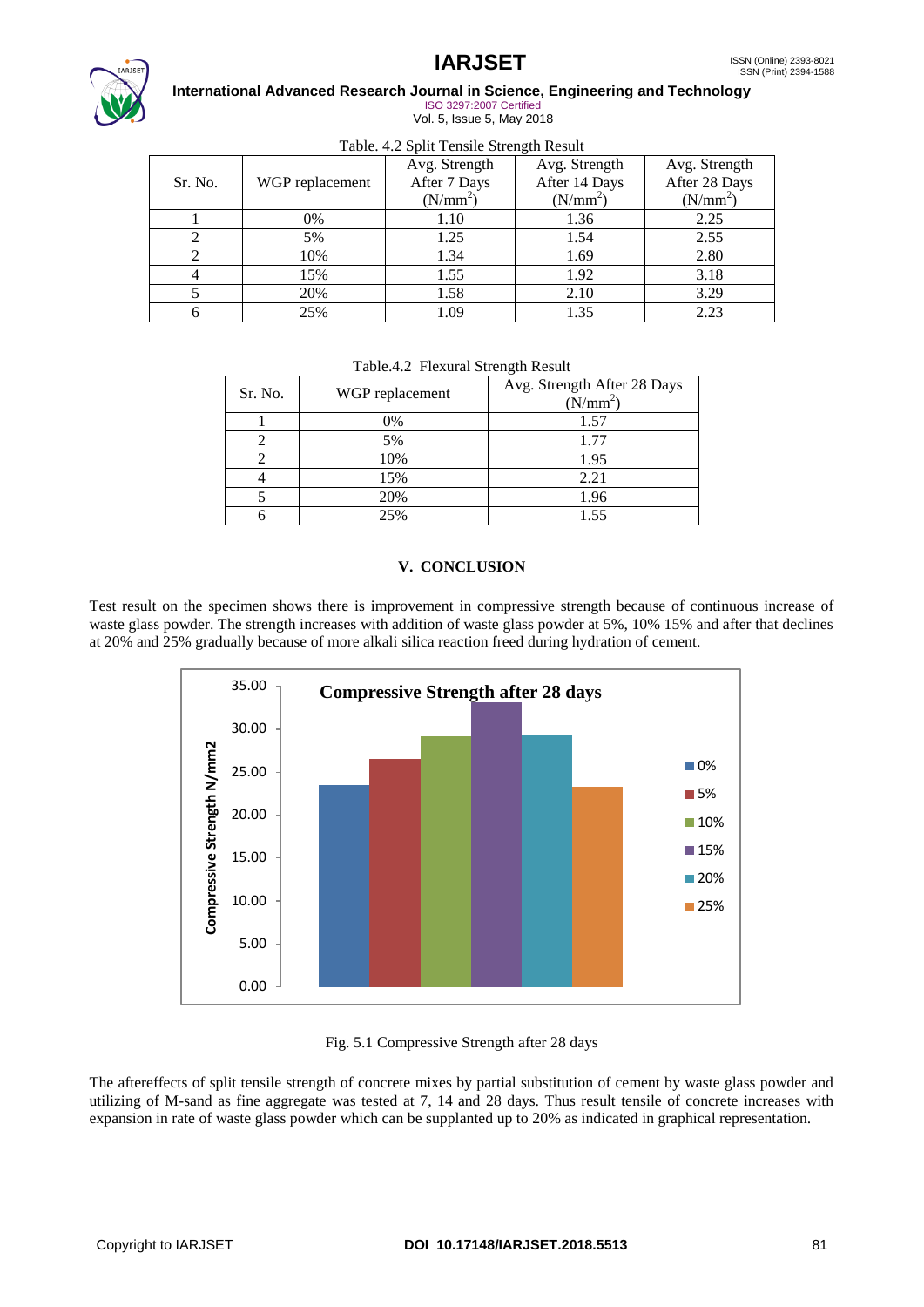Table. 4.2 Split Tensile Strength Result

| Sr. No. | WGP replacement | Avg. Strength After 7 Days ($N/mm^2$) | Avg. Strength After 14 Days ($N/mm^2$) | Avg. Strength After 28 Days ($N/mm^2$) |
|---|---|---|---|---|
| 1 | 0% | 1.10 | 1.36 | 2.25 |
| 2 | 5% | 1.25 | 1.54 | 2.55 |
| 2 | 10% | 1.34 | 1.69 | 2.80 |
| 4 | 15% | 1.55 | 1.92 | 3.18 |
| 5 | 20% | 1.58 | 2.10 | 3.29 |
| 6 | 25% | 1.09 | 1.35 | 2.23 |

Table.4.2 Flexural Strength Result

| Sr. No. | WGP replacement | Avg. Strength After 28 Days ($N/mm^2$) |
|---|---|---|
| 1 | 0% | 1.57 |
| 2 | 5% | 1.77 |
| 2 | 10% | 1.95 |
| 4 | 15% | 2.21 |
| 5 | 20% | 1.96 |
| 6 | 25% | 1.55 |

## V. CONCLUSION

Test result on the specimen shows there is improvement in compressive strength because of continuous increase of waste glass powder. The strength increases with addition of waste glass powder at 5%, 10% 15% and after that declines at 20% and 25% gradually because of more alkali silica reaction freed during hydration of cement.

Fig. 5.1 Compressive Strength after 28 days

The aftereffects of split tensile strength of concrete mixes by partial substitution of cement by waste glass powder and utilizing of M-sand as fine aggregate was tested at 7, 14 and 28 days. Thus result tensile of concrete increases with expansion in rate of waste glass powder which can be supplanted up to 20% as indicated in graphical representation.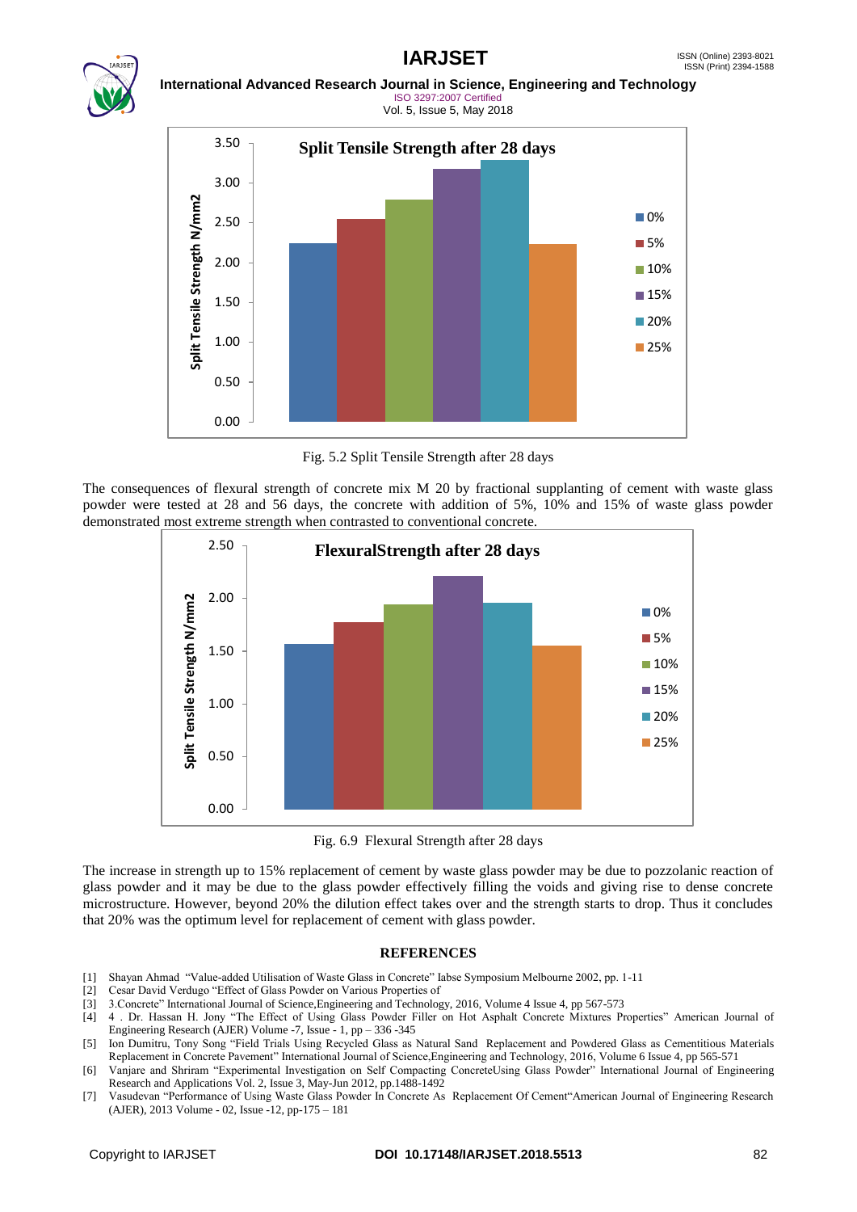Split Tensile Strength after 28 days

Split Tensile Strength N/mm2

3.50
3.00
2.50
2.00
1.50
1.00
0.50
0.00

0%
5%
10%
15%
20%
25%

Fig. 5.2 Split Tensile Strength after 28 days

The consequences of flexural strength of concrete mix M 20 by fractional supplanting of cement with waste glass powder were tested at 28 and 56 days, the concrete with addition of 5%, 10% and 15% of waste glass powder demonstrated most extreme strength when contrasted to conventional concrete.

FlexuralStrength after 28 days

Split Tensile Strength N/mm2

2.50
2.00
1.50
1.00
0.50
0.00

0%
5%
10%
15%
20%
25%

Fig. 6.9 Flexural Strength after 28 days

The increase in strength up to 15% replacement of cement by waste glass powder may be due to pozzolanic reaction of glass powder and it may be due to the glass powder effectively filling the voids and giving rise to dense concrete microstructure. However, beyond 20% the dilution effect takes over and the strength starts to drop. Thus it concludes that 20% was the optimum level for replacement of cement with glass powder.

## REFERENCES

[1] Shayan Ahmad "Value-added Utilisation of Waste Glass in Concrete" Iabse Symposium Melbourne 2002, pp. 1-11

[2] Cesar David Verdugo "Effect of Glass Powder on Various Properties of

[3] 3.Concrete" International Journal of Science,Engineering and Technology, 2016, Volume 4 Issue 4, pp 567-573

[4] 4 . Dr. Hassan H. Jony "The Effect of Using Glass Powder Filler on Hot Asphalt Concrete Mixtures Properties" American Journal of Engineering Research (AJER) Volume -7, Issue - 1, pp – 336 -345

[5] Ion Dumitru, Tony Song "Field Trials Using Recycled Glass as Natural Sand Replacement and Powdered Glass as Cementitious Materials Replacement in Concrete Pavement" International Journal of Science,Engineering and Technology, 2016, Volume 6 Issue 4, pp 565-571

[6] Vanjare and Shriram "Experimental Investigation on Self Compacting ConcreteUsing Glass Powder" International Journal of Engineering Research and Applications Vol. 2, Issue 3, May-Jun 2012, pp.1488-1492

[7] Vasudevan "Performance of Using Waste Glass Powder In Concrete As Replacement Of Cement"American Journal of Engineering Research (AJER), 2013 Volume - 02, Issue -12, pp-175 – 181